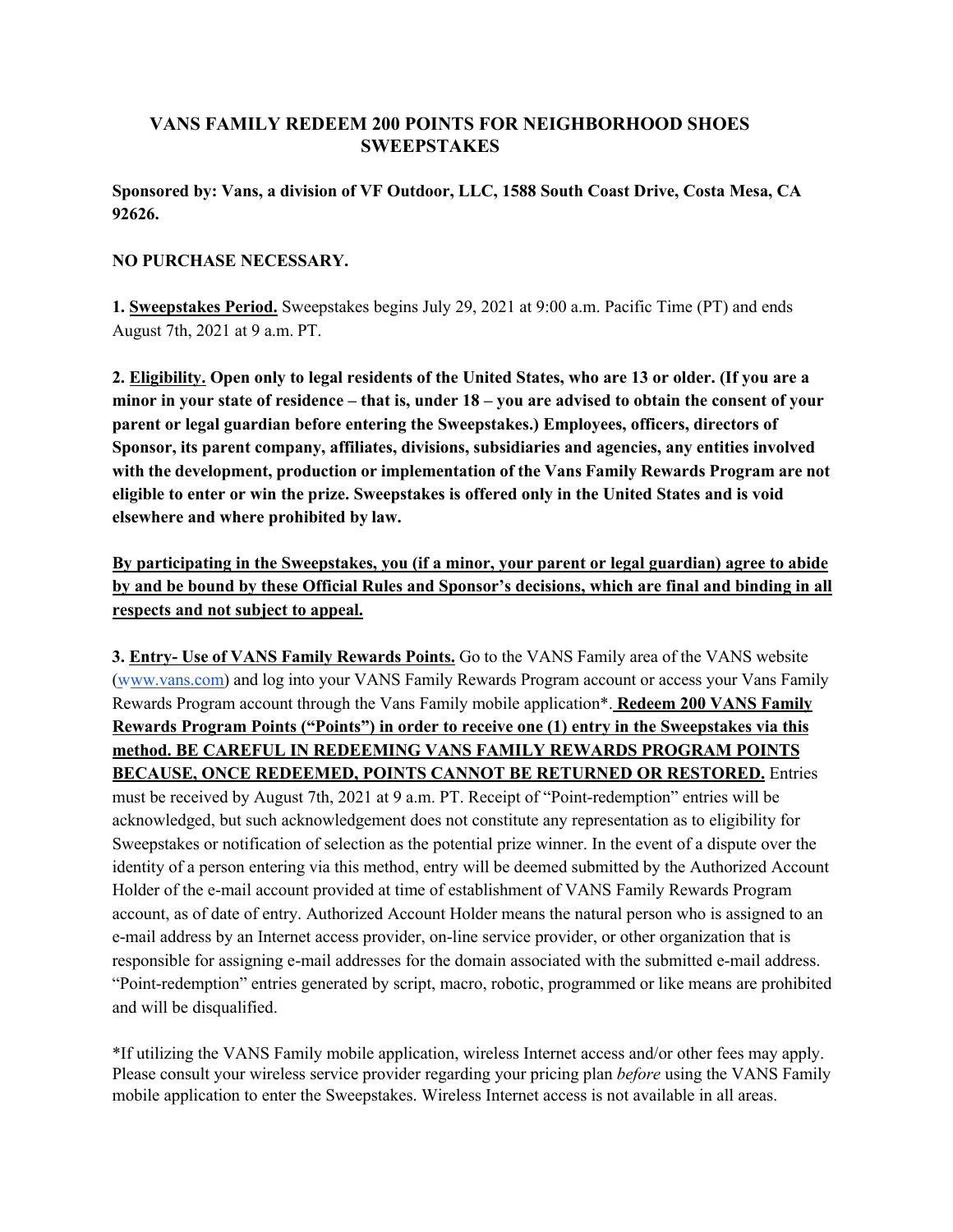# VANS FAMILY REDEEM 200 POINTS FOR NEIGHBORHOOD SHOES SWEEPSTAKES

**Sponsored by: Vans, a division of VF Outdoor, LLC, 1588 South Coast Drive, Costa Mesa, CA 92626.**

**NO PURCHASE NECESSARY.**

**1. Sweepstakes Period.** Sweepstakes begins July 29, 2021 at 9:00 a.m. Pacific Time (PT) and ends August 7th, 2021 at 9 a.m. PT.

**2. Eligibility. Open only to legal residents of the United States, who are 13 or older. (If you are a minor in your state of residence – that is, under 18 – you are advised to obtain the consent of your parent or legal guardian before entering the Sweepstakes.) Employees, officers, directors of Sponsor, its parent company, affiliates, divisions, subsidiaries and agencies, any entities involved with the development, production or implementation of the Vans Family Rewards Program are not eligible to enter or win the prize. Sweepstakes is offered only in the United States and is void elsewhere and where prohibited by law.**

**By participating in the Sweepstakes, you (if a minor, your parent or legal guardian) agree to abide by and be bound by these Official Rules and Sponsor's decisions, which are final and binding in all respects and not subject to appeal.**

**3. Entry- Use of VANS Family Rewards Points.** Go to the VANS Family area of the VANS website (www.vans.com) and log into your VANS Family Rewards Program account or access your Vans Family Rewards Program account through the Vans Family mobile application*. **Redeem 200 VANS Family Rewards Program Points ("Points") in order to receive one (1) entry in the Sweepstakes via this method. BE CAREFUL IN REDEEMING VANS FAMILY REWARDS PROGRAM POINTS BECAUSE, ONCE REDEEMED, POINTS CANNOT BE RETURNED OR RESTORED.** Entries must be received by August 7th, 2021 at 9 a.m. PT. Receipt of "Point-redemption" entries will be acknowledged, but such acknowledgement does not constitute any representation as to eligibility for Sweepstakes or notification of selection as the potential prize winner. In the event of a dispute over the identity of a person entering via this method, entry will be deemed submitted by the Authorized Account Holder of the e-mail account provided at time of establishment of VANS Family Rewards Program account, as of date of entry. Authorized Account Holder means the natural person who is assigned to an e-mail address by an Internet access provider, on-line service provider, or other organization that is responsible for assigning e-mail addresses for the domain associated with the submitted e-mail address. "Point-redemption" entries generated by script, macro, robotic, programmed or like means are prohibited and will be disqualified.

*If utilizing the VANS Family mobile application, wireless Internet access and/or other fees may apply. Please consult your wireless service provider regarding your pricing plan *before* using the VANS Family mobile application to enter the Sweepstakes. Wireless Internet access is not available in all areas.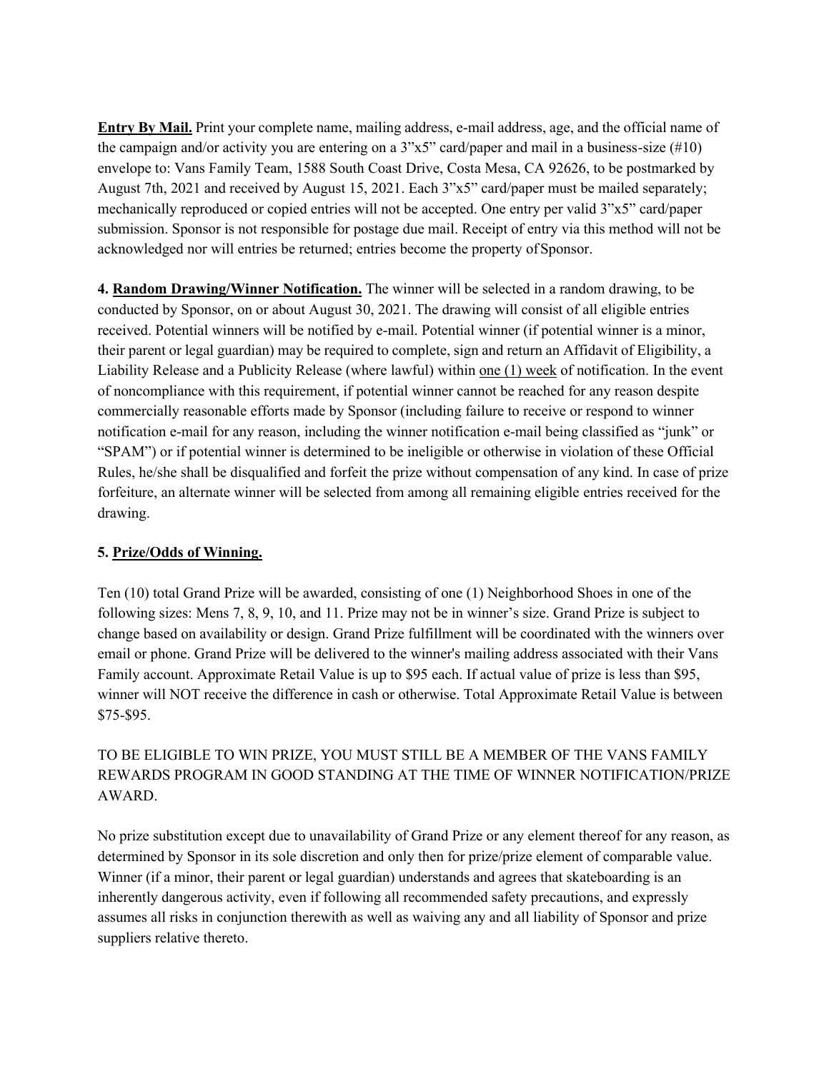**Entry By Mail.** Print your complete name, mailing address, e-mail address, age, and the official name of the campaign and/or activity you are entering on a 3"x5" card/paper and mail in a business-size (#10) envelope to: Vans Family Team, 1588 South Coast Drive, Costa Mesa, CA 92626, to be postmarked by August 7th, 2021 and received by August 15, 2021. Each 3"x5" card/paper must be mailed separately; mechanically reproduced or copied entries will not be accepted. One entry per valid 3"x5" card/paper submission. Sponsor is not responsible for postage due mail. Receipt of entry via this method will not be acknowledged nor will entries be returned; entries become the property of Sponsor.

**4. Random Drawing/Winner Notification.** The winner will be selected in a random drawing, to be conducted by Sponsor, on or about August 30, 2021. The drawing will consist of all eligible entries received. Potential winners will be notified by e-mail. Potential winner (if potential winner is a minor, their parent or legal guardian) may be required to complete, sign and return an Affidavit of Eligibility, a Liability Release and a Publicity Release (where lawful) within one (1) week of notification. In the event of noncompliance with this requirement, if potential winner cannot be reached for any reason despite commercially reasonable efforts made by Sponsor (including failure to receive or respond to winner notification e-mail for any reason, including the winner notification e-mail being classified as "junk" or "SPAM") or if potential winner is determined to be ineligible or otherwise in violation of these Official Rules, he/she shall be disqualified and forfeit the prize without compensation of any kind. In case of prize forfeiture, an alternate winner will be selected from among all remaining eligible entries received for the drawing.

**5. Prize/Odds of Winning.**

Ten (10) total Grand Prize will be awarded, consisting of one (1) Neighborhood Shoes in one of the following sizes: Mens 7, 8, 9, 10, and 11. Prize may not be in winner's size. Grand Prize is subject to change based on availability or design. Grand Prize fulfillment will be coordinated with the winners over email or phone. Grand Prize will be delivered to the winner's mailing address associated with their Vans Family account. Approximate Retail Value is up to $95 each. If actual value of prize is less than $95, winner will NOT receive the difference in cash or otherwise. Total Approximate Retail Value is between $75-$95.

TO BE ELIGIBLE TO WIN PRIZE, YOU MUST STILL BE A MEMBER OF THE VANS FAMILY REWARDS PROGRAM IN GOOD STANDING AT THE TIME OF WINNER NOTIFICATION/PRIZE AWARD.

No prize substitution except due to unavailability of Grand Prize or any element thereof for any reason, as determined by Sponsor in its sole discretion and only then for prize/prize element of comparable value. Winner (if a minor, their parent or legal guardian) understands and agrees that skateboarding is an inherently dangerous activity, even if following all recommended safety precautions, and expressly assumes all risks in conjunction therewith as well as waiving any and all liability of Sponsor and prize suppliers relative thereto.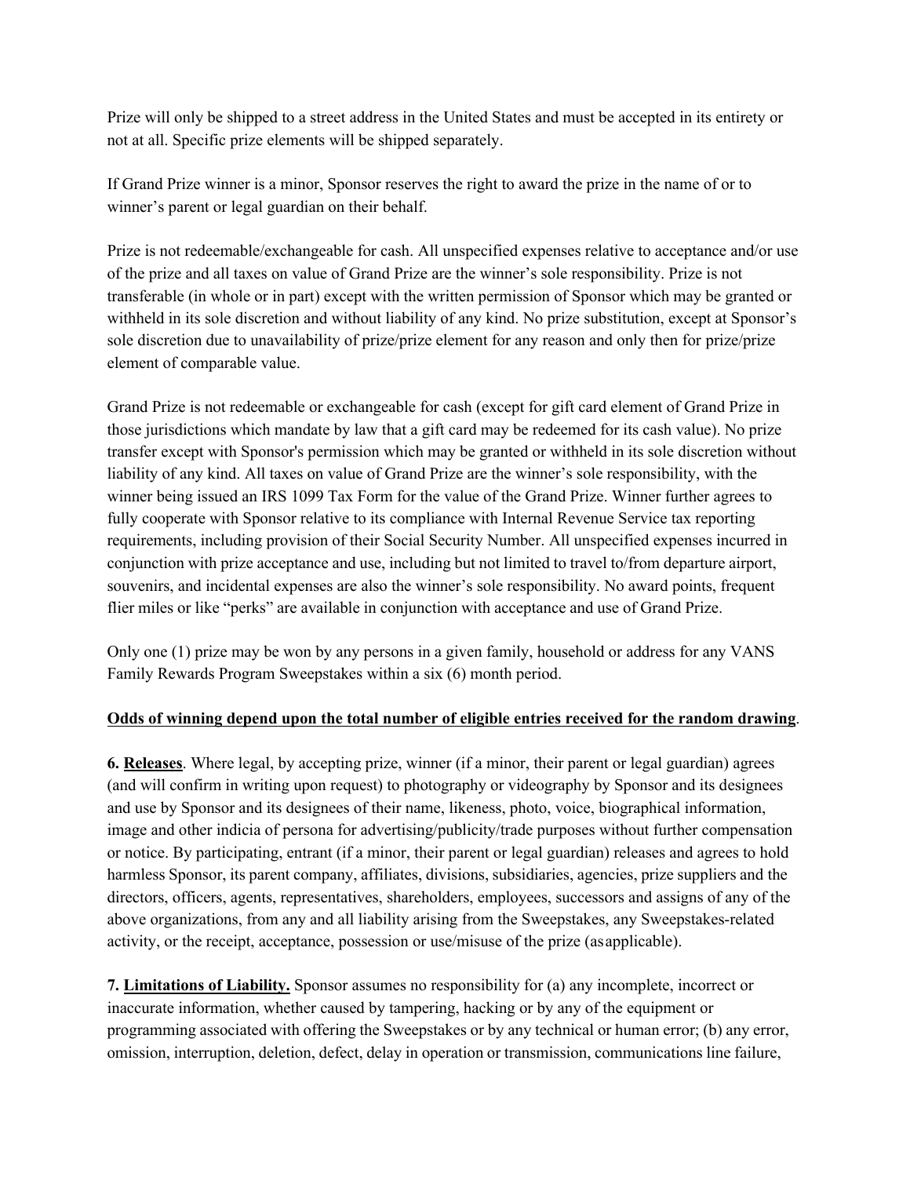Prize will only be shipped to a street address in the United States and must be accepted in its entirety or not at all. Specific prize elements will be shipped separately.

If Grand Prize winner is a minor, Sponsor reserves the right to award the prize in the name of or to winner's parent or legal guardian on their behalf.

Prize is not redeemable/exchangeable for cash. All unspecified expenses relative to acceptance and/or use of the prize and all taxes on value of Grand Prize are the winner's sole responsibility. Prize is not transferable (in whole or in part) except with the written permission of Sponsor which may be granted or withheld in its sole discretion and without liability of any kind. No prize substitution, except at Sponsor's sole discretion due to unavailability of prize/prize element for any reason and only then for prize/prize element of comparable value.

Grand Prize is not redeemable or exchangeable for cash (except for gift card element of Grand Prize in those jurisdictions which mandate by law that a gift card may be redeemed for its cash value). No prize transfer except with Sponsor's permission which may be granted or withheld in its sole discretion without liability of any kind. All taxes on value of Grand Prize are the winner's sole responsibility, with the winner being issued an IRS 1099 Tax Form for the value of the Grand Prize. Winner further agrees to fully cooperate with Sponsor relative to its compliance with Internal Revenue Service tax reporting requirements, including provision of their Social Security Number. All unspecified expenses incurred in conjunction with prize acceptance and use, including but not limited to travel to/from departure airport, souvenirs, and incidental expenses are also the winner's sole responsibility. No award points, frequent flier miles or like "perks" are available in conjunction with acceptance and use of Grand Prize.

Only one (1) prize may be won by any persons in a given family, household or address for any VANS Family Rewards Program Sweepstakes within a six (6) month period.

**Odds of winning depend upon the total number of eligible entries received for the random drawing**.

**6. Releases**. Where legal, by accepting prize, winner (if a minor, their parent or legal guardian) agrees (and will confirm in writing upon request) to photography or videography by Sponsor and its designees and use by Sponsor and its designees of their name, likeness, photo, voice, biographical information, image and other indicia of persona for advertising/publicity/trade purposes without further compensation or notice. By participating, entrant (if a minor, their parent or legal guardian) releases and agrees to hold harmless Sponsor, its parent company, affiliates, divisions, subsidiaries, agencies, prize suppliers and the directors, officers, agents, representatives, shareholders, employees, successors and assigns of any of the above organizations, from any and all liability arising from the Sweepstakes, any Sweepstakes-related activity, or the receipt, acceptance, possession or use/misuse of the prize (as applicable).

**7. Limitations of Liability.** Sponsor assumes no responsibility for (a) any incomplete, incorrect or inaccurate information, whether caused by tampering, hacking or by any of the equipment or programming associated with offering the Sweepstakes or by any technical or human error; (b) any error, omission, interruption, deletion, defect, delay in operation or transmission, communications line failure,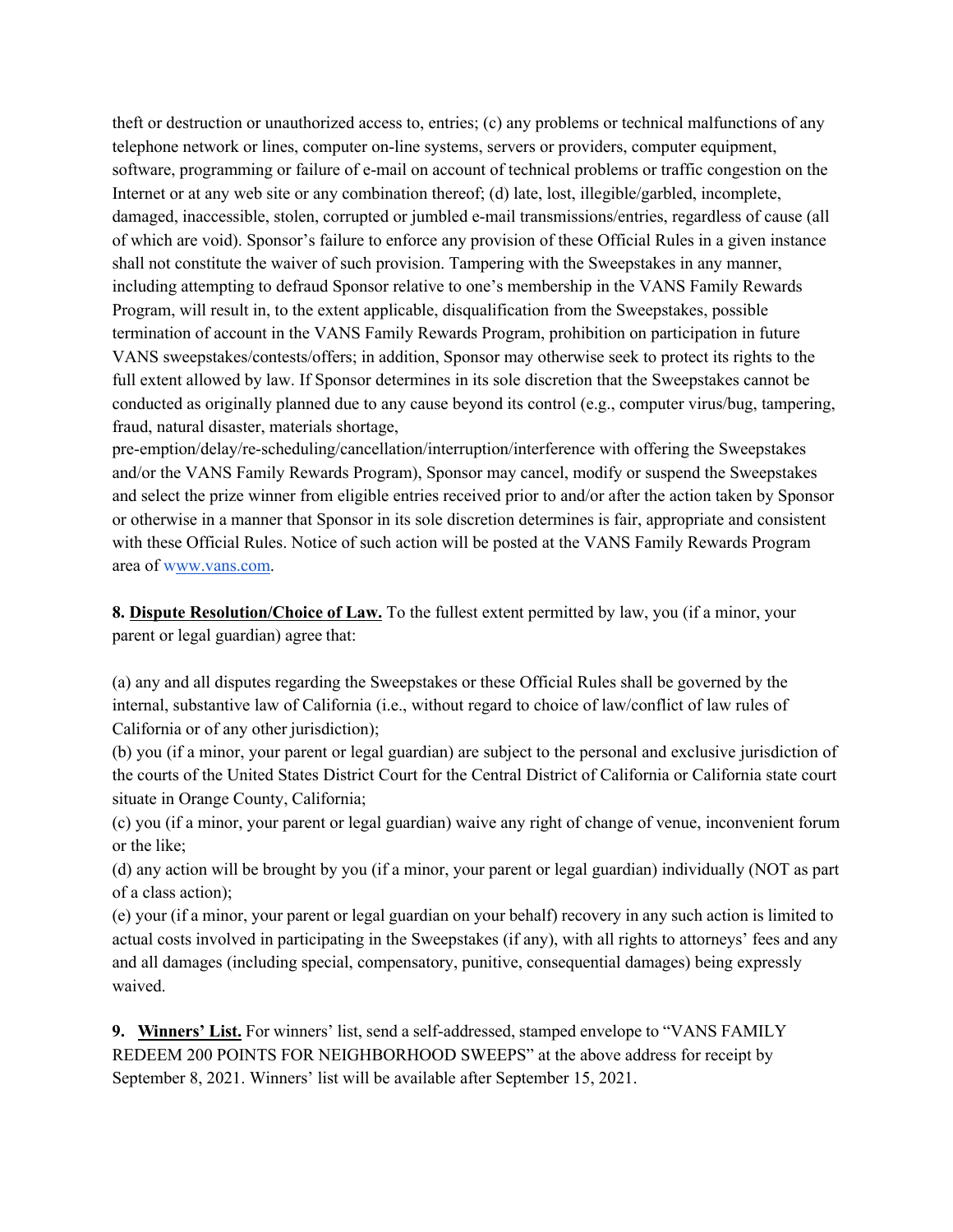theft or destruction or unauthorized access to, entries; (c) any problems or technical malfunctions of any telephone network or lines, computer on-line systems, servers or providers, computer equipment, software, programming or failure of e-mail on account of technical problems or traffic congestion on the Internet or at any web site or any combination thereof; (d) late, lost, illegible/garbled, incomplete, damaged, inaccessible, stolen, corrupted or jumbled e-mail transmissions/entries, regardless of cause (all of which are void). Sponsor's failure to enforce any provision of these Official Rules in a given instance shall not constitute the waiver of such provision. Tampering with the Sweepstakes in any manner, including attempting to defraud Sponsor relative to one's membership in the VANS Family Rewards Program, will result in, to the extent applicable, disqualification from the Sweepstakes, possible termination of account in the VANS Family Rewards Program, prohibition on participation in future VANS sweepstakes/contests/offers; in addition, Sponsor may otherwise seek to protect its rights to the full extent allowed by law. If Sponsor determines in its sole discretion that the Sweepstakes cannot be conducted as originally planned due to any cause beyond its control (e.g., computer virus/bug, tampering, fraud, natural disaster, materials shortage, pre-emption/delay/re-scheduling/cancellation/interruption/interference with offering the Sweepstakes and/or the VANS Family Rewards Program), Sponsor may cancel, modify or suspend the Sweepstakes and select the prize winner from eligible entries received prior to and/or after the action taken by Sponsor or otherwise in a manner that Sponsor in its sole discretion determines is fair, appropriate and consistent with these Official Rules. Notice of such action will be posted at the VANS Family Rewards Program area of www.vans.com.

**8. Dispute Resolution/Choice of Law.** To the fullest extent permitted by law, you (if a minor, your parent or legal guardian) agree that:

(a) any and all disputes regarding the Sweepstakes or these Official Rules shall be governed by the internal, substantive law of California (i.e., without regard to choice of law/conflict of law rules of California or of any other jurisdiction);
(b) you (if a minor, your parent or legal guardian) are subject to the personal and exclusive jurisdiction of the courts of the United States District Court for the Central District of California or California state court situate in Orange County, California;
(c) you (if a minor, your parent or legal guardian) waive any right of change of venue, inconvenient forum or the like;
(d) any action will be brought by you (if a minor, your parent or legal guardian) individually (NOT as part of a class action);
(e) your (if a minor, your parent or legal guardian on your behalf) recovery in any such action is limited to actual costs involved in participating in the Sweepstakes (if any), with all rights to attorneys' fees and any and all damages (including special, compensatory, punitive, consequential damages) being expressly waived.

**9. Winners' List.** For winners' list, send a self-addressed, stamped envelope to "VANS FAMILY REDEEM 200 POINTS FOR NEIGHBORHOOD SWEEPS" at the above address for receipt by September 8, 2021. Winners' list will be available after September 15, 2021.